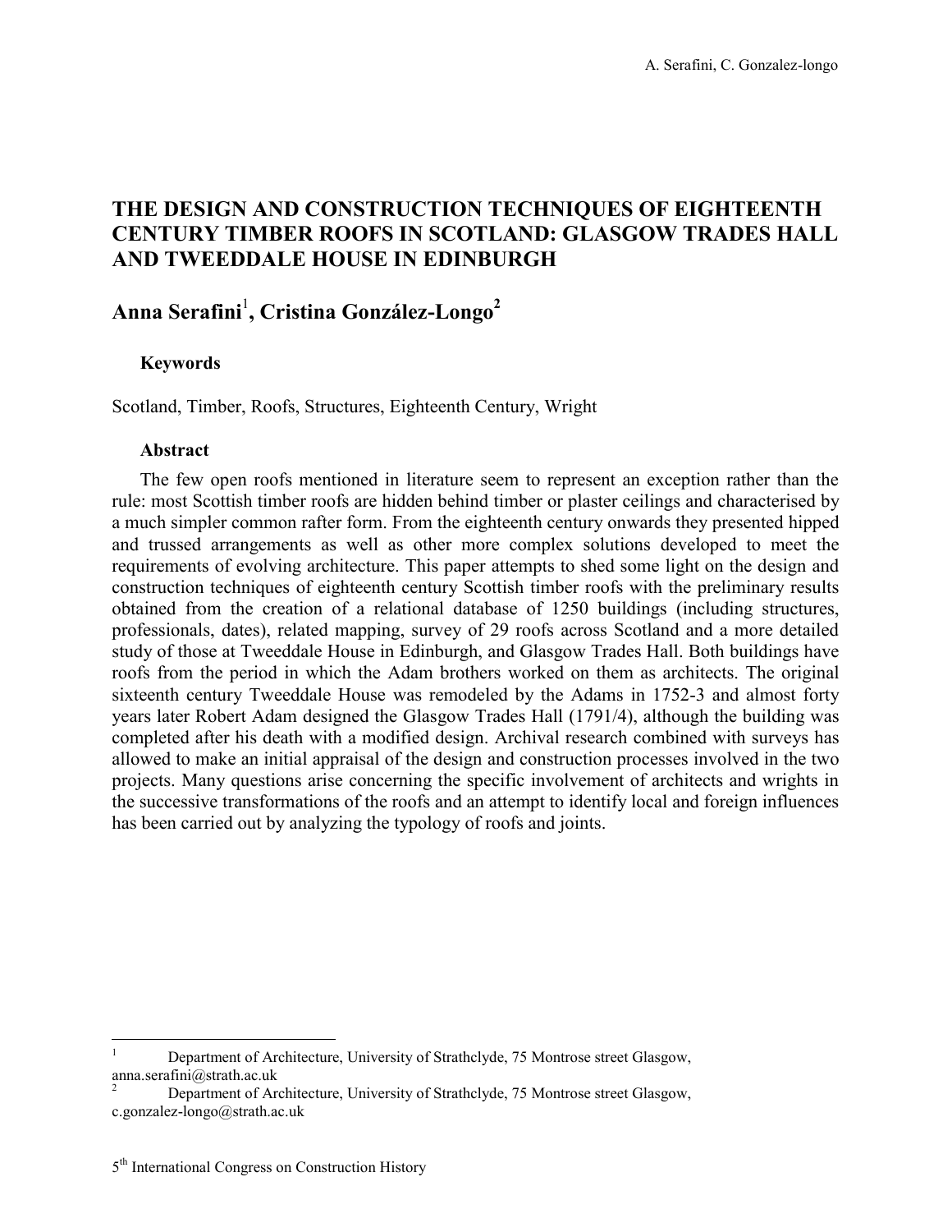# THE DESIGN AND CONSTRUCTION TECHNIQUES OF EIGHTEENTH CENTURY TIMBER ROOFS IN SCOTLAND: GLASGOW TRADES HALL AND TWEEDDALE HOUSE IN EDINBURGH

## Anna Serafini[1], Cristina González-Longo[2]

### Keywords

Scotland, Timber, Roofs, Structures, Eighteenth Century, Wright

### Abstract

The few open roofs mentioned in literature seem to represent an exception rather than the rule: most Scottish timber roofs are hidden behind timber or plaster ceilings and characterised by a much simpler common rafter form. From the eighteenth century onwards they presented hipped and trussed arrangements as well as other more complex solutions developed to meet the requirements of evolving architecture. This paper attempts to shed some light on the design and construction techniques of eighteenth century Scottish timber roofs with the preliminary results obtained from the creation of a relational database of 1250 buildings (including structures, professionals, dates), related mapping, survey of 29 roofs across Scotland and a more detailed study of those at Tweeddale House in Edinburgh, and Glasgow Trades Hall. Both buildings have roofs from the period in which the Adam brothers worked on them as architects. The original sixteenth century Tweeddale House was remodeled by the Adams in 1752-3 and almost forty years later Robert Adam designed the Glasgow Trades Hall (1791/4), although the building was completed after his death with a modified design. Archival research combined with surveys has allowed to make an initial appraisal of the design and construction processes involved in the two projects. Many questions arise concerning the specific involvement of architects and wrights in the successive transformations of the roofs and an attempt to identify local and foreign influences has been carried out by analyzing the typology of roofs and joints.

---

[1] Department of Architecture, University of Strathclyde, 75 Montrose street Glasgow, anna.serafini@strath.ac.uk

[2] Department of Architecture, University of Strathclyde, 75 Montrose street Glasgow, c.gonzalez-longo@strath.ac.uk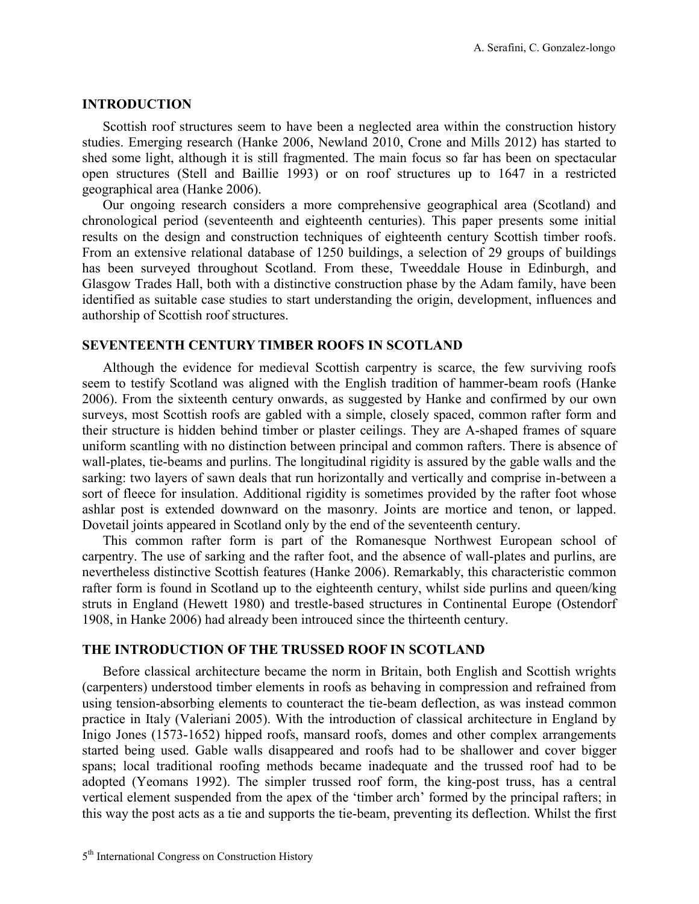## INTRODUCTION

Scottish roof structures seem to have been a neglected area within the construction history studies. Emerging research (Hanke 2006, Newland 2010, Crone and Mills 2012) has started to shed some light, although it is still fragmented. The main focus so far has been on spectacular open structures (Stell and Baillie 1993) or on roof structures up to 1647 in a restricted geographical area (Hanke 2006).

Our ongoing research considers a more comprehensive geographical area (Scotland) and chronological period (seventeenth and eighteenth centuries). This paper presents some initial results on the design and construction techniques of eighteenth century Scottish timber roofs. From an extensive relational database of 1250 buildings, a selection of 29 groups of buildings has been surveyed throughout Scotland. From these, Tweeddale House in Edinburgh, and Glasgow Trades Hall, both with a distinctive construction phase by the Adam family, have been identified as suitable case studies to start understanding the origin, development, influences and authorship of Scottish roof structures.

## SEVENTEENTH CENTURY TIMBER ROOFS IN SCOTLAND

Although the evidence for medieval Scottish carpentry is scarce, the few surviving roofs seem to testify Scotland was aligned with the English tradition of hammer-beam roofs (Hanke 2006). From the sixteenth century onwards, as suggested by Hanke and confirmed by our own surveys, most Scottish roofs are gabled with a simple, closely spaced, common rafter form and their structure is hidden behind timber or plaster ceilings. They are A-shaped frames of square uniform scantling with no distinction between principal and common rafters. There is absence of wall-plates, tie-beams and purlins. The longitudinal rigidity is assured by the gable walls and the sarking: two layers of sawn deals that run horizontally and vertically and comprise in-between a sort of fleece for insulation. Additional rigidity is sometimes provided by the rafter foot whose ashlar post is extended downward on the masonry. Joints are mortice and tenon, or lapped. Dovetail joints appeared in Scotland only by the end of the seventeenth century.

This common rafter form is part of the Romanesque Northwest European school of carpentry. The use of sarking and the rafter foot, and the absence of wall-plates and purlins, are nevertheless distinctive Scottish features (Hanke 2006). Remarkably, this characteristic common rafter form is found in Scotland up to the eighteenth century, whilst side purlins and queen/king struts in England (Hewett 1980) and trestle-based structures in Continental Europe (Ostendorf 1908, in Hanke 2006) had already been introuced since the thirteenth century.

## THE INTRODUCTION OF THE TRUSSED ROOF IN SCOTLAND

Before classical architecture became the norm in Britain, both English and Scottish wrights (carpenters) understood timber elements in roofs as behaving in compression and refrained from using tension-absorbing elements to counteract the tie-beam deflection, as was instead common practice in Italy (Valeriani 2005). With the introduction of classical architecture in England by Inigo Jones (1573-1652) hipped roofs, mansard roofs, domes and other complex arrangements started being used. Gable walls disappeared and roofs had to be shallower and cover bigger spans; local traditional roofing methods became inadequate and the trussed roof had to be adopted (Yeomans 1992). The simpler trussed roof form, the king-post truss, has a central vertical element suspended from the apex of the 'timber arch' formed by the principal rafters; in this way the post acts as a tie and supports the tie-beam, preventing its deflection. Whilst the first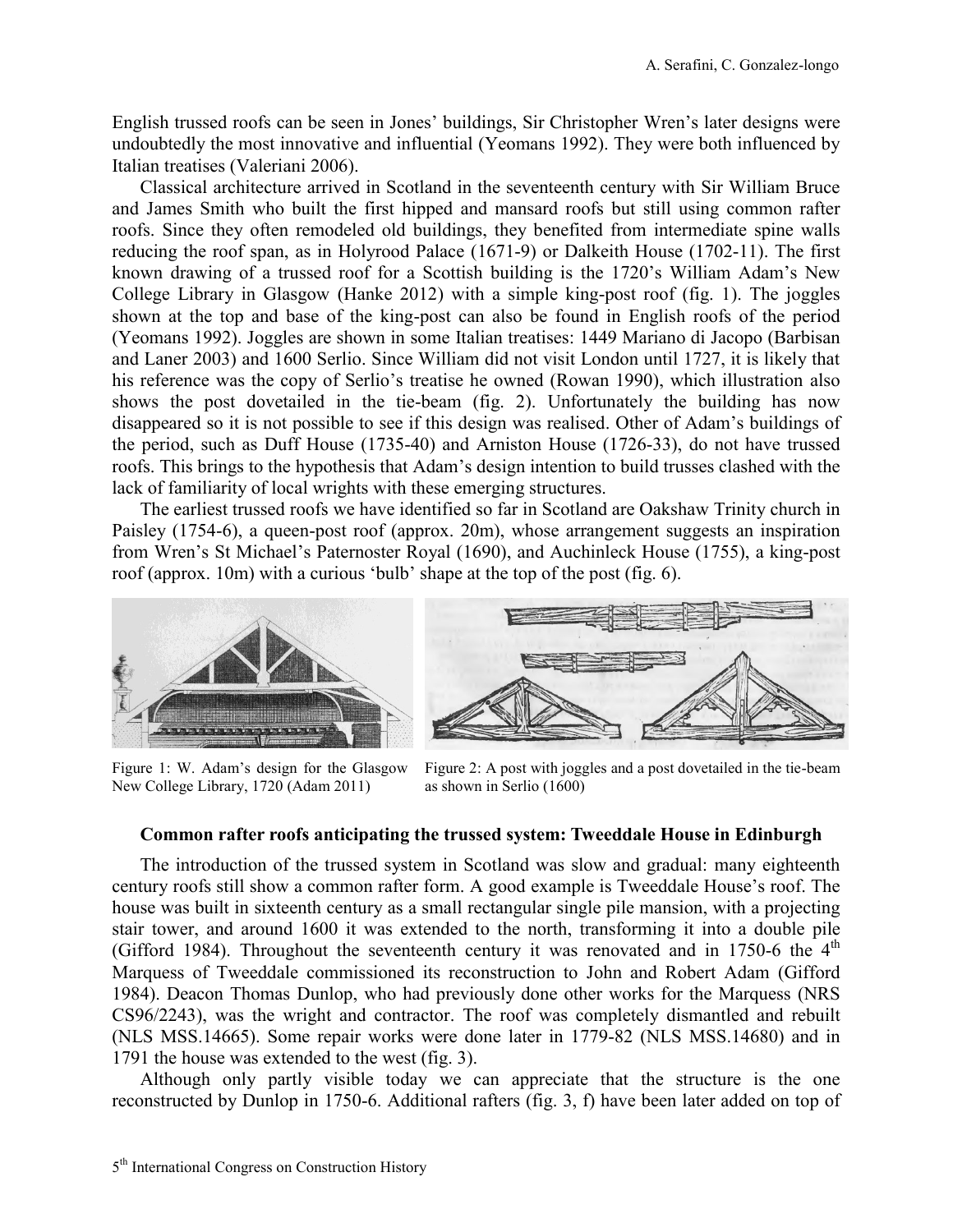English trussed roofs can be seen in Jones' buildings, Sir Christopher Wren's later designs were undoubtedly the most innovative and influential (Yeomans 1992). They were both influenced by Italian treatises (Valeriani 2006).

Classical architecture arrived in Scotland in the seventeenth century with Sir William Bruce and James Smith who built the first hipped and mansard roofs but still using common rafter roofs. Since they often remodeled old buildings, they benefited from intermediate spine walls reducing the roof span, as in Holyrood Palace (1671-9) or Dalkeith House (1702-11). The first known drawing of a trussed roof for a Scottish building is the 1720's William Adam's New College Library in Glasgow (Hanke 2012) with a simple king-post roof (fig. 1). The joggles shown at the top and base of the king-post can also be found in English roofs of the period (Yeomans 1992). Joggles are shown in some Italian treatises: 1449 Mariano di Jacopo (Barbisan and Laner 2003) and 1600 Serlio. Since William did not visit London until 1727, it is likely that his reference was the copy of Serlio's treatise he owned (Rowan 1990), which illustration also shows the post dovetailed in the tie-beam (fig. 2). Unfortunately the building has now disappeared so it is not possible to see if this design was realised. Other of Adam's buildings of the period, such as Duff House (1735-40) and Arniston House (1726-33), do not have trussed roofs. This brings to the hypothesis that Adam's design intention to build trusses clashed with the lack of familiarity of local wrights with these emerging structures.

The earliest trussed roofs we have identified so far in Scotland are Oakshaw Trinity church in Paisley (1754-6), a queen-post roof (approx. 20m), whose arrangement suggests an inspiration from Wren's St Michael's Paternoster Royal (1690), and Auchinleck House (1755), a king-post roof (approx. 10m) with a curious 'bulb' shape at the top of the post (fig. 6).

Figure 1: W. Adam's design for the Glasgow New College Library, 1720 (Adam 2011)

Figure 2: A post with joggles and a post dovetailed in the tie-beam as shown in Serlio (1600)

### Common rafter roofs anticipating the trussed system: Tweeddale House in Edinburgh

The introduction of the trussed system in Scotland was slow and gradual: many eighteenth century roofs still show a common rafter form. A good example is Tweeddale House's roof. The house was built in sixteenth century as a small rectangular single pile mansion, with a projecting stair tower, and around 1600 it was extended to the north, transforming it into a double pile (Gifford 1984). Throughout the seventeenth century it was renovated and in 1750-6 the 4th Marquess of Tweeddale commissioned its reconstruction to John and Robert Adam (Gifford 1984). Deacon Thomas Dunlop, who had previously done other works for the Marquess (NRS CS96/2243), was the wright and contractor. The roof was completely dismantled and rebuilt (NLS MSS.14665). Some repair works were done later in 1779-82 (NLS MSS.14680) and in 1791 the house was extended to the west (fig. 3).

Although only partly visible today we can appreciate that the structure is the one reconstructed by Dunlop in 1750-6. Additional rafters (fig. 3, f) have been later added on top of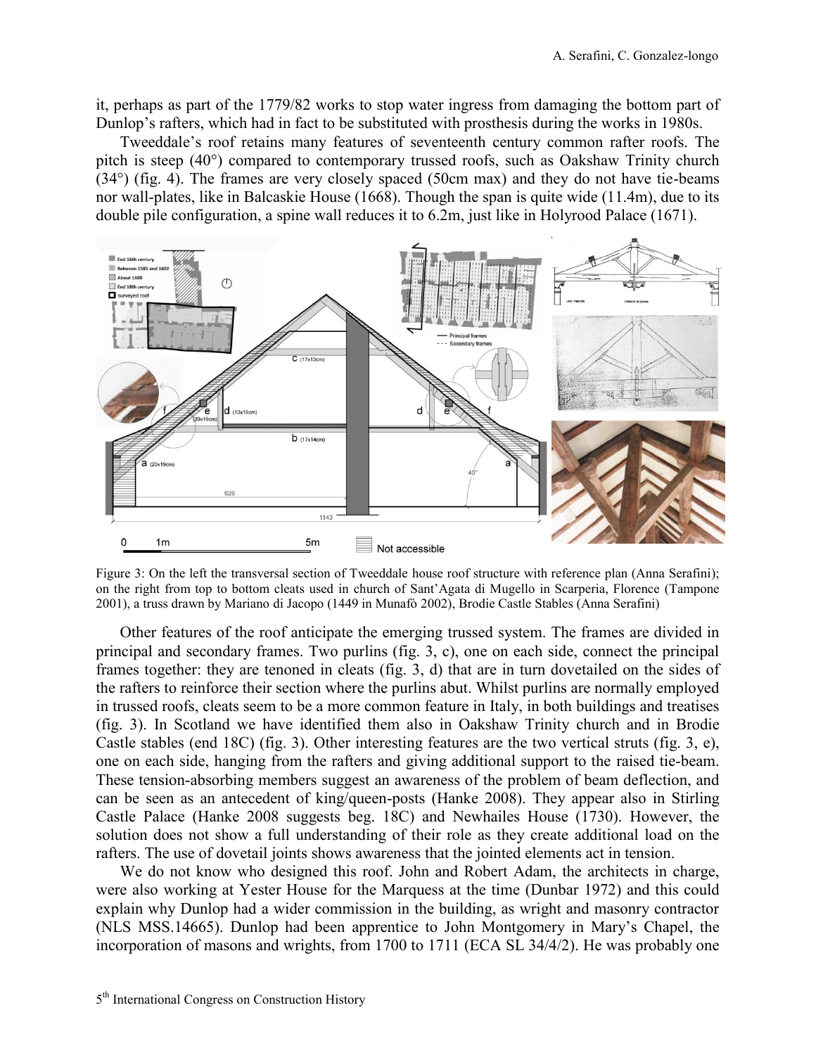it, perhaps as part of the 1779/82 works to stop water ingress from damaging the bottom part of Dunlop's rafters, which had in fact to be substituted with prosthesis during the works in 1980s.

Tweeddale's roof retains many features of seventeenth century common rafter roofs. The pitch is steep (40°) compared to contemporary trussed roofs, such as Oakshaw Trinity church (34°) (fig. 4). The frames are very closely spaced (50cm max) and they do not have tie-beams nor wall-plates, like in Balcaskie House (1668). Though the span is quite wide (11.4m), due to its double pile configuration, a spine wall reduces it to 6.2m, just like in Holyrood Palace (1671).

Figure 3: On the left the transversal section of Tweeddale house roof structure with reference plan (Anna Serafini); on the right from top to bottom cleats used in church of Sant'Agata di Mugello in Scarperia, Florence (Tampone 2001), a truss drawn by Mariano di Jacopo (1449 in Munafò 2002), Brodie Castle Stables (Anna Serafini)

Other features of the roof anticipate the emerging trussed system. The frames are divided in principal and secondary frames. Two purlins (fig. 3, c), one on each side, connect the principal frames together: they are tenoned in cleats (fig. 3, d) that are in turn dovetailed on the sides of the rafters to reinforce their section where the purlins abut. Whilst purlins are normally employed in trussed roofs, cleats seem to be a more common feature in Italy, in both buildings and treatises (fig. 3). In Scotland we have identified them also in Oakshaw Trinity church and in Brodie Castle stables (end 18C) (fig. 3). Other interesting features are the two vertical struts (fig. 3, e), one on each side, hanging from the rafters and giving additional support to the raised tie-beam. These tension-absorbing members suggest an awareness of the problem of beam deflection, and can be seen as an antecedent of king/queen-posts (Hanke 2008). They appear also in Stirling Castle Palace (Hanke 2008 suggests beg. 18C) and Newhailes House (1730). However, the solution does not show a full understanding of their role as they create additional load on the rafters. The use of dovetail joints shows awareness that the jointed elements act in tension.

We do not know who designed this roof. John and Robert Adam, the architects in charge, were also working at Yester House for the Marquess at the time (Dunbar 1972) and this could explain why Dunlop had a wider commission in the building, as wright and masonry contractor (NLS MSS.14665). Dunlop had been apprentice to John Montgomery in Mary's Chapel, the incorporation of masons and wrights, from 1700 to 1711 (ECA SL 34/4/2). He was probably one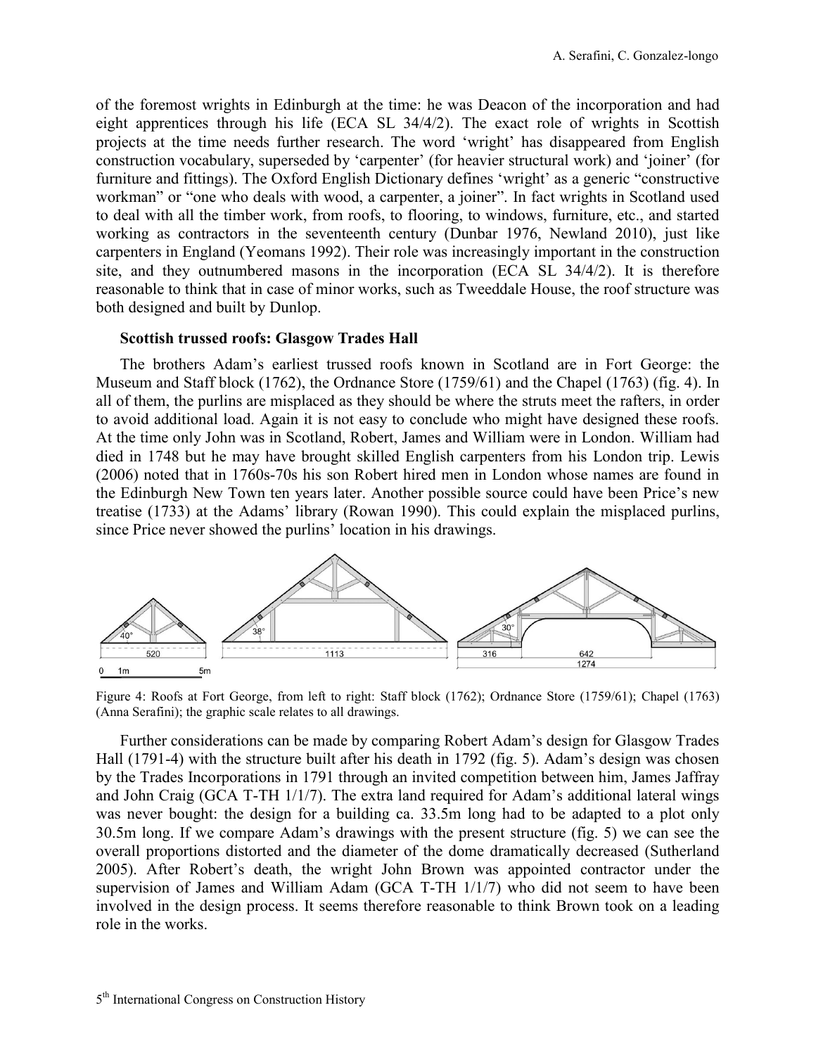of the foremost wrights in Edinburgh at the time: he was Deacon of the incorporation and had eight apprentices through his life (ECA SL 34/4/2). The exact role of wrights in Scottish projects at the time needs further research. The word 'wright' has disappeared from English construction vocabulary, superseded by 'carpenter' (for heavier structural work) and 'joiner' (for furniture and fittings). The Oxford English Dictionary defines 'wright' as a generic "constructive workman" or "one who deals with wood, a carpenter, a joiner". In fact wrights in Scotland used to deal with all the timber work, from roofs, to flooring, to windows, furniture, etc., and started working as contractors in the seventeenth century (Dunbar 1976, Newland 2010), just like carpenters in England (Yeomans 1992). Their role was increasingly important in the construction site, and they outnumbered masons in the incorporation (ECA SL 34/4/2). It is therefore reasonable to think that in case of minor works, such as Tweeddale House, the roof structure was both designed and built by Dunlop.

### Scottish trussed roofs: Glasgow Trades Hall

The brothers Adam's earliest trussed roofs known in Scotland are in Fort George: the Museum and Staff block (1762), the Ordnance Store (1759/61) and the Chapel (1763) (fig. 4). In all of them, the purlins are misplaced as they should be where the struts meet the rafters, in order to avoid additional load. Again it is not easy to conclude who might have designed these roofs. At the time only John was in Scotland, Robert, James and William were in London. William had died in 1748 but he may have brought skilled English carpenters from his London trip. Lewis (2006) noted that in 1760s-70s his son Robert hired men in London whose names are found in the Edinburgh New Town ten years later. Another possible source could have been Price's new treatise (1733) at the Adams' library (Rowan 1990). This could explain the misplaced purlins, since Price never showed the purlins' location in his drawings.

Figure 4: Roofs at Fort George, from left to right: Staff block (1762); Ordnance Store (1759/61); Chapel (1763) (Anna Serafini); the graphic scale relates to all drawings.

Further considerations can be made by comparing Robert Adam's design for Glasgow Trades Hall (1791-4) with the structure built after his death in 1792 (fig. 5). Adam's design was chosen by the Trades Incorporations in 1791 through an invited competition between him, James Jaffray and John Craig (GCA T-TH 1/1/7). The extra land required for Adam's additional lateral wings was never bought: the design for a building ca. 33.5m long had to be adapted to a plot only 30.5m long. If we compare Adam's drawings with the present structure (fig. 5) we can see the overall proportions distorted and the diameter of the dome dramatically decreased (Sutherland 2005). After Robert's death, the wright John Brown was appointed contractor under the supervision of James and William Adam (GCA T-TH 1/1/7) who did not seem to have been involved in the design process. It seems therefore reasonable to think Brown took on a leading role in the works.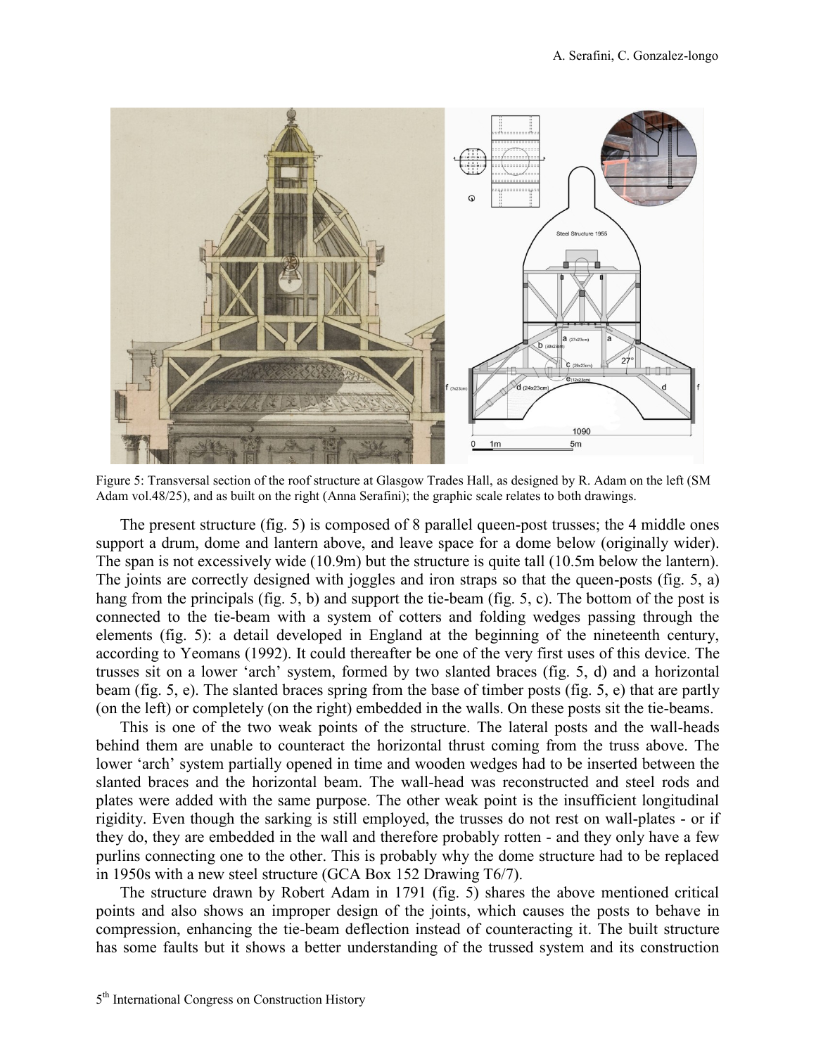Figure 5: Transversal section of the roof structure at Glasgow Trades Hall, as designed by R. Adam on the left (SM Adam vol.48/25), and as built on the right (Anna Serafini); the graphic scale relates to both drawings.

The present structure (fig. 5) is composed of 8 parallel queen-post trusses; the 4 middle ones support a drum, dome and lantern above, and leave space for a dome below (originally wider). The span is not excessively wide (10.9m) but the structure is quite tall (10.5m below the lantern). The joints are correctly designed with joggles and iron straps so that the queen-posts (fig. 5, a) hang from the principals (fig. 5, b) and support the tie-beam (fig. 5, c). The bottom of the post is connected to the tie-beam with a system of cotters and folding wedges passing through the elements (fig. 5): a detail developed in England at the beginning of the nineteenth century, according to Yeomans (1992). It could thereafter be one of the very first uses of this device. The trusses sit on a lower 'arch' system, formed by two slanted braces (fig. 5, d) and a horizontal beam (fig. 5, e). The slanted braces spring from the base of timber posts (fig. 5, e) that are partly (on the left) or completely (on the right) embedded in the walls. On these posts sit the tie-beams.

This is one of the two weak points of the structure. The lateral posts and the wall-heads behind them are unable to counteract the horizontal thrust coming from the truss above. The lower 'arch' system partially opened in time and wooden wedges had to be inserted between the slanted braces and the horizontal beam. The wall-head was reconstructed and steel rods and plates were added with the same purpose. The other weak point is the insufficient longitudinal rigidity. Even though the sarking is still employed, the trusses do not rest on wall-plates - or if they do, they are embedded in the wall and therefore probably rotten - and they only have a few purlins connecting one to the other. This is probably why the dome structure had to be replaced in 1950s with a new steel structure (GCA Box 152 Drawing T6/7).

The structure drawn by Robert Adam in 1791 (fig. 5) shares the above mentioned critical points and also shows an improper design of the joints, which causes the posts to behave in compression, enhancing the tie-beam deflection instead of counteracting it. The built structure has some faults but it shows a better understanding of the trussed system and its construction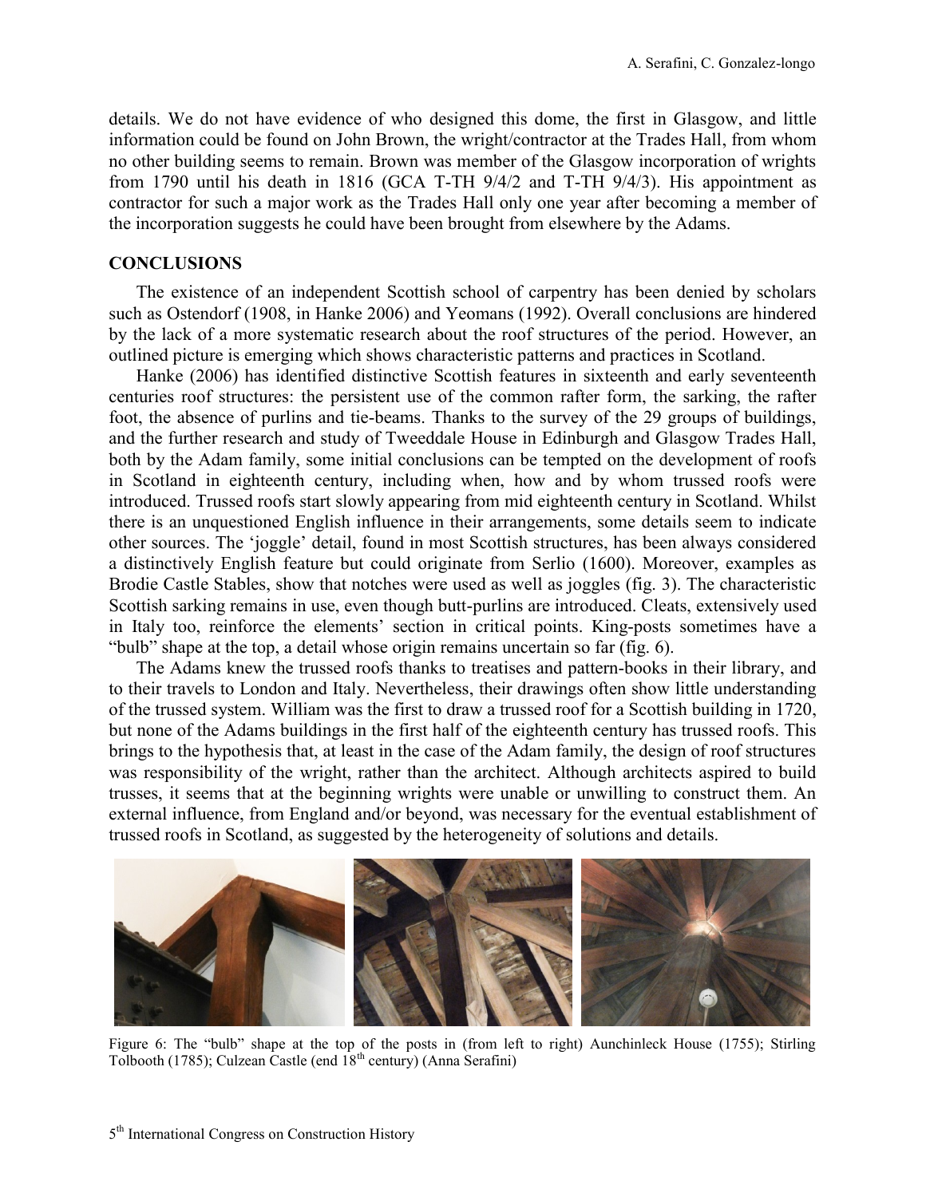details. We do not have evidence of who designed this dome, the first in Glasgow, and little information could be found on John Brown, the wright/contractor at the Trades Hall, from whom no other building seems to remain. Brown was member of the Glasgow incorporation of wrights from 1790 until his death in 1816 (GCA T-TH 9/4/2 and T-TH 9/4/3). His appointment as contractor for such a major work as the Trades Hall only one year after becoming a member of the incorporation suggests he could have been brought from elsewhere by the Adams.

## CONCLUSIONS

The existence of an independent Scottish school of carpentry has been denied by scholars such as Ostendorf (1908, in Hanke 2006) and Yeomans (1992). Overall conclusions are hindered by the lack of a more systematic research about the roof structures of the period. However, an outlined picture is emerging which shows characteristic patterns and practices in Scotland.

Hanke (2006) has identified distinctive Scottish features in sixteenth and early seventeenth centuries roof structures: the persistent use of the common rafter form, the sarking, the rafter foot, the absence of purlins and tie-beams. Thanks to the survey of the 29 groups of buildings, and the further research and study of Tweeddale House in Edinburgh and Glasgow Trades Hall, both by the Adam family, some initial conclusions can be tempted on the development of roofs in Scotland in eighteenth century, including when, how and by whom trussed roofs were introduced. Trussed roofs start slowly appearing from mid eighteenth century in Scotland. Whilst there is an unquestioned English influence in their arrangements, some details seem to indicate other sources. The 'joggle' detail, found in most Scottish structures, has been always considered a distinctively English feature but could originate from Serlio (1600). Moreover, examples as Brodie Castle Stables, show that notches were used as well as joggles (fig. 3). The characteristic Scottish sarking remains in use, even though butt-purlins are introduced. Cleats, extensively used in Italy too, reinforce the elements' section in critical points. King-posts sometimes have a "bulb" shape at the top, a detail whose origin remains uncertain so far (fig. 6).

The Adams knew the trussed roofs thanks to treatises and pattern-books in their library, and to their travels to London and Italy. Nevertheless, their drawings often show little understanding of the trussed system. William was the first to draw a trussed roof for a Scottish building in 1720, but none of the Adams buildings in the first half of the eighteenth century has trussed roofs. This brings to the hypothesis that, at least in the case of the Adam family, the design of roof structures was responsibility of the wright, rather than the architect. Although architects aspired to build trusses, it seems that at the beginning wrights were unable or unwilling to construct them. An external influence, from England and/or beyond, was necessary for the eventual establishment of trussed roofs in Scotland, as suggested by the heterogeneity of solutions and details.

Figure 6: The "bulb" shape at the top of the posts in (from left to right) Auchinleck House (1755); Stirling Tolbooth (1785); Culzean Castle (end 18th century) (Anna Serafini)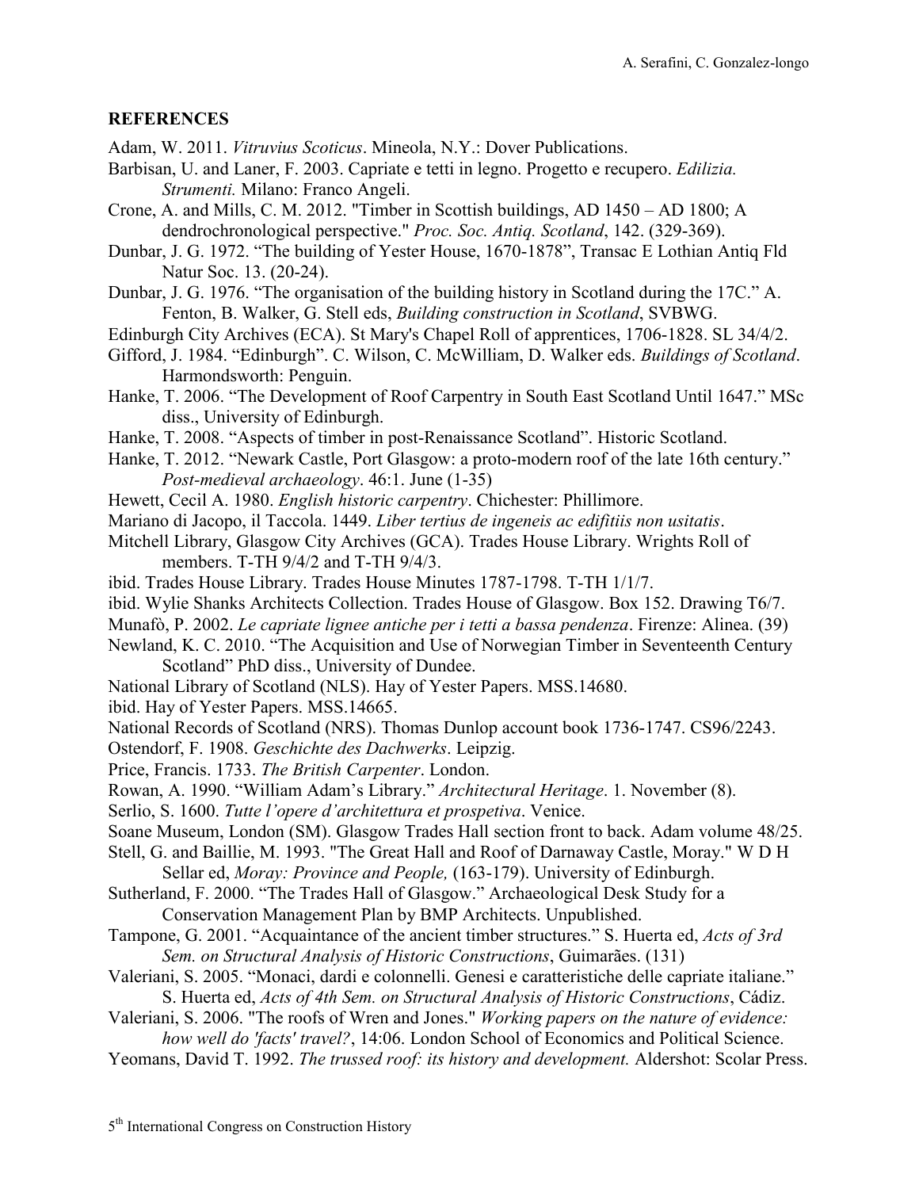## REFERENCES

Adam, W. 2011. *Vitruvius Scoticus*. Mineola, N.Y.: Dover Publications.

Barbisan, U. and Laner, F. 2003. Capriate e tetti in legno. Progetto e recupero. *Edilizia. Strumenti.* Milano: Franco Angeli.

Crone, A. and Mills, C. M. 2012. "Timber in Scottish buildings, AD 1450 – AD 1800; A dendrochronological perspective." *Proc. Soc. Antiq. Scotland*, 142. (329-369).

Dunbar, J. G. 1972. "The building of Yester House, 1670-1878", Transac E Lothian Antiq Fld Natur Soc. 13. (20-24).

Dunbar, J. G. 1976. "The organisation of the building history in Scotland during the 17C." A. Fenton, B. Walker, G. Stell eds, *Building construction in Scotland*, SVBWG.

Edinburgh City Archives (ECA). St Mary's Chapel Roll of apprentices, 1706-1828. SL 34/4/2.

Gifford, J. 1984. "Edinburgh". C. Wilson, C. McWilliam, D. Walker eds. *Buildings of Scotland*. Harmondsworth: Penguin.

Hanke, T. 2006. "The Development of Roof Carpentry in South East Scotland Until 1647." MSc diss., University of Edinburgh.

Hanke, T. 2008. "Aspects of timber in post-Renaissance Scotland". Historic Scotland.

Hanke, T. 2012. "Newark Castle, Port Glasgow: a proto-modern roof of the late 16th century." *Post-medieval archaeology*. 46:1. June (1-35)

Hewett, Cecil A. 1980. *English historic carpentry*. Chichester: Phillimore.

Mariano di Jacopo, il Taccola. 1449. *Liber tertius de ingeneis ac edifitiis non usitatis*.

Mitchell Library, Glasgow City Archives (GCA). Trades House Library. Wrights Roll of members. T-TH 9/4/2 and T-TH 9/4/3.

ibid. Trades House Library. Trades House Minutes 1787-1798. T-TH 1/1/7.

ibid. Wylie Shanks Architects Collection. Trades House of Glasgow. Box 152. Drawing T6/7.

Munafò, P. 2002. *Le capriate lignee antiche per i tetti a bassa pendenza*. Firenze: Alinea. (39)

Newland, K. C. 2010. "The Acquisition and Use of Norwegian Timber in Seventeenth Century Scotland" PhD diss., University of Dundee.

National Library of Scotland (NLS). Hay of Yester Papers. MSS.14680.

ibid. Hay of Yester Papers. MSS.14665.

National Records of Scotland (NRS). Thomas Dunlop account book 1736-1747. CS96/2243.

Ostendorf, F. 1908. *Geschichte des Dachwerks*. Leipzig.

Price, Francis. 1733. *The British Carpenter*. London.

Rowan, A. 1990. "William Adam's Library." *Architectural Heritage*. 1. November (8).

Serlio, S. 1600. *Tutte l'opere d'architettura et prospetiva*. Venice.

Soane Museum, London (SM). Glasgow Trades Hall section front to back. Adam volume 48/25.

Stell, G. and Baillie, M. 1993. "The Great Hall and Roof of Darnaway Castle, Moray." W D H Sellar ed, *Moray: Province and People,* (163-179). University of Edinburgh.

Sutherland, F. 2000. "The Trades Hall of Glasgow." Archaeological Desk Study for a Conservation Management Plan by BMP Architects. Unpublished.

Tampone, G. 2001. "Acquaintance of the ancient timber structures." S. Huerta ed, *Acts of 3rd Sem. on Structural Analysis of Historic Constructions*, Guimarães. (131)

Valeriani, S. 2005. "Monaci, dardi e colonnelli. Genesi e caratteristiche delle capriate italiane." S. Huerta ed, *Acts of 4th Sem. on Structural Analysis of Historic Constructions*, Cádiz.

Valeriani, S. 2006. "The roofs of Wren and Jones." *Working papers on the nature of evidence: how well do 'facts' travel?*, 14:06. London School of Economics and Political Science.

Yeomans, David T. 1992. *The trussed roof: its history and development.* Aldershot: Scolar Press.